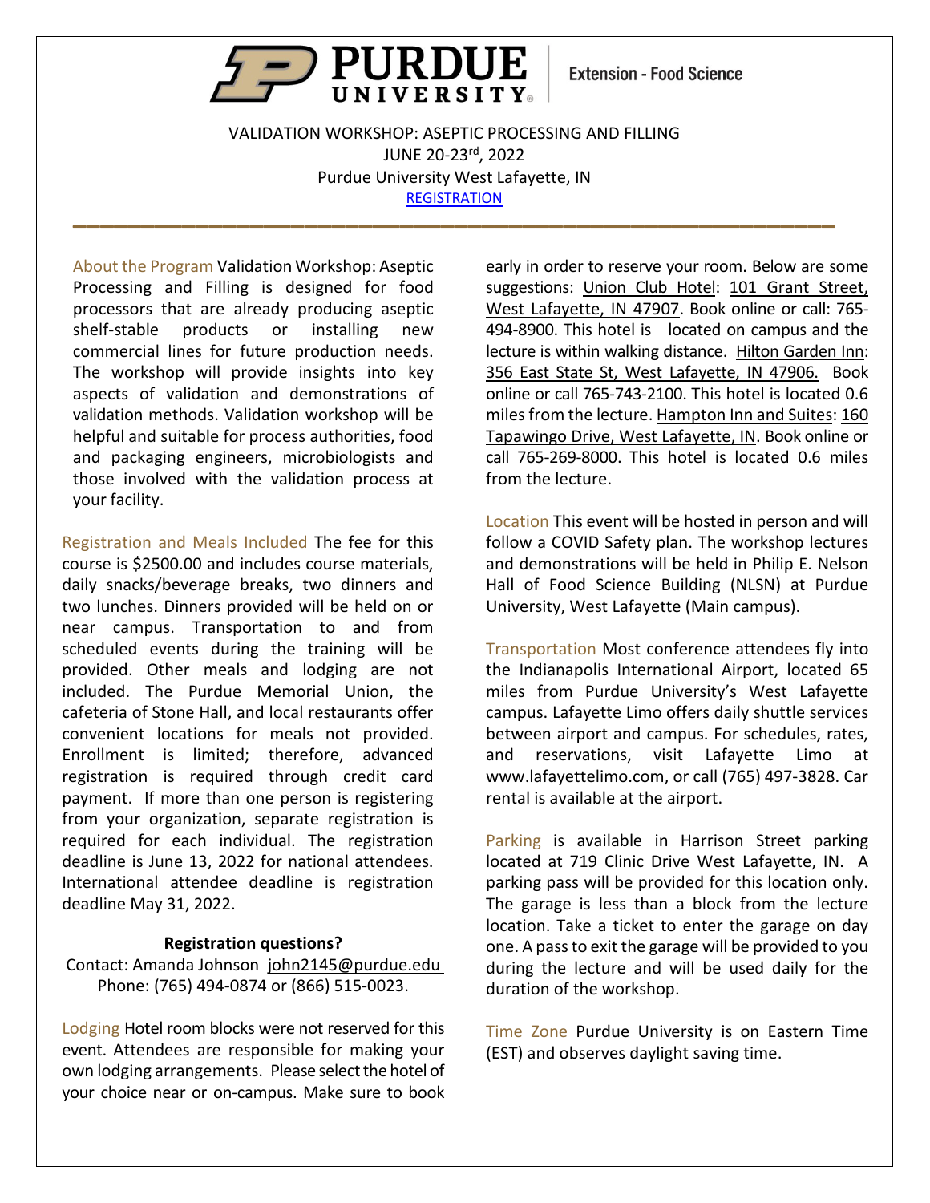PURDUE UNIVERSITY | Extension - Food Science

VALIDATION WORKSHOP: ASEPTIC PROCESSING AND FILLING
JUNE 20-23rd, 2022
Purdue University West Lafayette, IN
REGISTRATION

---

**About the Program** Validation Workshop: Aseptic Processing and Filling is designed for food processors that are already producing aseptic shelf-stable products or installing new commercial lines for future production needs. The workshop will provide insights into key aspects of validation and demonstrations of validation methods. Validation workshop will be helpful and suitable for process authorities, food and packaging engineers, microbiologists and those involved with the validation process at your facility.

**Registration and Meals Included** The fee for this course is $2500.00 and includes course materials, daily snacks/beverage breaks, two dinners and two lunches. Dinners provided will be held on or near campus. Transportation to and from scheduled events during the training will be provided. Other meals and lodging are not included. The Purdue Memorial Union, the cafeteria of Stone Hall, and local restaurants offer convenient locations for meals not provided. Enrollment is limited; therefore, advanced registration is required through credit card payment. If more than one person is registering from your organization, separate registration is required for each individual. The registration deadline is June 13, 2022 for national attendees. International attendee deadline is registration deadline May 31, 2022.

**Registration questions?**
Contact: Amanda Johnson john2145@purdue.edu
Phone: (765) 494-0874 or (866) 515-0023.

**Lodging** Hotel room blocks were not reserved for this event. Attendees are responsible for making your own lodging arrangements. Please select the hotel of your choice near or on-campus. Make sure to book early in order to reserve your room. Below are some suggestions: Union Club Hotel: 101 Grant Street, West Lafayette, IN 47907. Book online or call: 765-494-8900. This hotel is located on campus and the lecture is within walking distance. Hilton Garden Inn: 356 East State St, West Lafayette, IN 47906. Book online or call 765-743-2100. This hotel is located 0.6 miles from the lecture. Hampton Inn and Suites: 160 Tapawingo Drive, West Lafayette, IN. Book online or call 765-269-8000. This hotel is located 0.6 miles from the lecture.

**Location** This event will be hosted in person and will follow a COVID Safety plan. The workshop lectures and demonstrations will be held in Philip E. Nelson Hall of Food Science Building (NLSN) at Purdue University, West Lafayette (Main campus).

**Transportation** Most conference attendees fly into the Indianapolis International Airport, located 65 miles from Purdue University's West Lafayette campus. Lafayette Limo offers daily shuttle services between airport and campus. For schedules, rates, and reservations, visit Lafayette Limo at www.lafayettelimo.com, or call (765) 497-3828. Car rental is available at the airport.

**Parking** is available in Harrison Street parking located at 719 Clinic Drive West Lafayette, IN. A parking pass will be provided for this location only. The garage is less than a block from the lecture location. Take a ticket to enter the garage on day one. A pass to exit the garage will be provided to you during the lecture and will be used daily for the duration of the workshop.

**Time Zone** Purdue University is on Eastern Time (EST) and observes daylight saving time.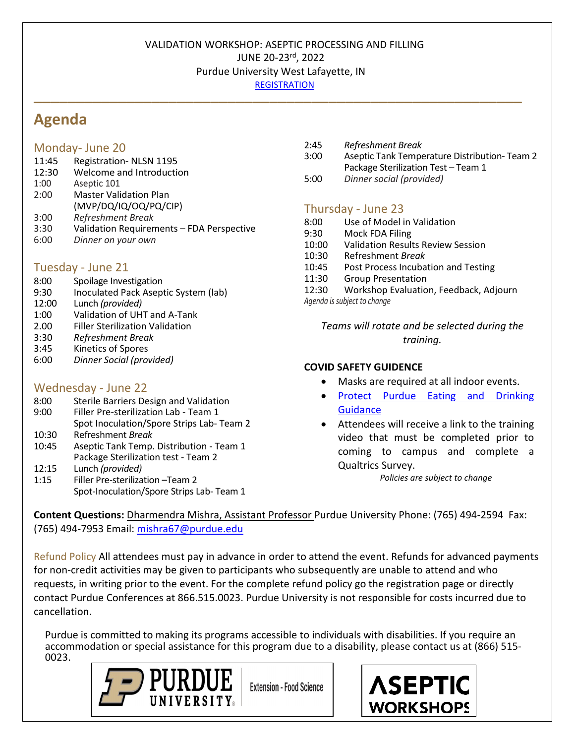VALIDATION WORKSHOP: ASEPTIC PROCESSING AND FILLING

JUNE 20-23rd, 2022

Purdue University West Lafayette, IN

REGISTRATION

# Agenda

## Monday- June 20

11:45 Registration- NLSN 1195
12:30 Welcome and Introduction
1:00 Aseptic 101
2:00 Master Validation Plan (MVP/DQ/IQ/OQ/PQ/CIP)
3:00 *Refreshment Break*
3:30 Validation Requirements – FDA Perspective
6:00 *Dinner on your own*

## Tuesday - June 21

8:00 Spoilage Investigation
9:30 Inoculated Pack Aseptic System (lab)
12:00 Lunch *(provided)*
1:00 Validation of UHT and A-Tank
2.00 Filler Sterilization Validation
3:30 *Refreshment Break*
3:45 Kinetics of Spores
6:00 *Dinner Social (provided)*

## Wednesday - June 22

8:00 Sterile Barriers Design and Validation
9:00 Filler Pre-sterilization Lab - Team 1
Spot Inoculation/Spore Strips Lab- Team 2
10:30 Refreshment *Break*
10:45 Aseptic Tank Temp. Distribution - Team 1
Package Sterilization test - Team 2
12:15 Lunch *(provided)*
1:15 Filler Pre-sterilization –Team 2
Spot-Inoculation/Spore Strips Lab- Team 1
2:45 *Refreshment Break*
3:00 Aseptic Tank Temperature Distribution- Team 2
Package Sterilization Test – Team 1
5:00 *Dinner social (provided)*

## Thursday - June 23

8:00 Use of Model in Validation
9:30 Mock FDA Filing
10:00 Validation Results Review Session
10:30 Refreshment *Break*
10:45 Post Process Incubation and Testing
11:30 Group Presentation
12:30 Workshop Evaluation, Feedback, Adjourn

*Agenda is subject to change*

*Teams will rotate and be selected during the training.*

**COVID SAFETY GUIDENCE**

- Masks are required at all indoor events.
- Protect Purdue Eating and Drinking Guidance
- Attendees will receive a link to the training video that must be completed prior to coming to campus and complete a Qualtrics Survey.

*Policies are subject to change*

**Content Questions:** Dharmendra Mishra, Assistant Professor Purdue University Phone: (765) 494-2594 Fax: (765) 494-7953 Email: mishra67@purdue.edu

Refund Policy All attendees must pay in advance in order to attend the event. Refunds for advanced payments for non-credit activities may be given to participants who subsequently are unable to attend and who requests, in writing prior to the event. For the complete refund policy go the registration page or directly contact Purdue Conferences at 866.515.0023. Purdue University is not responsible for costs incurred due to cancellation.

Purdue is committed to making its programs accessible to individuals with disabilities. If you require an accommodation or special assistance for this program due to a disability, please contact us at (866) 515-0023.

PURDUE UNIVERSITY Extension - Food Science

ASEPTIC WORKSHOPS